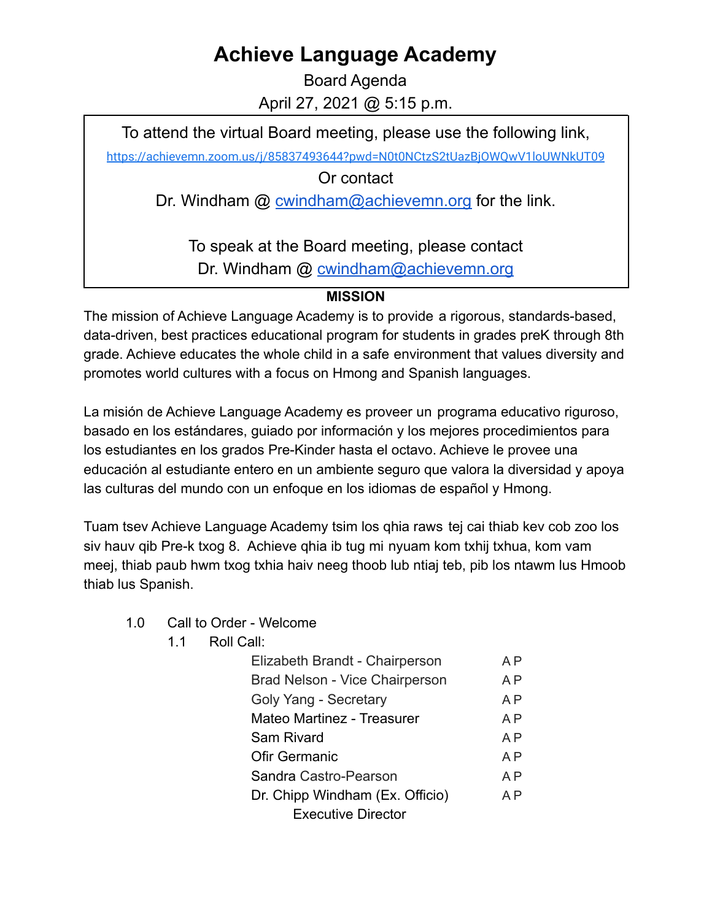# Achieve Language Academy

Board Agenda

April 27, 2021 @ 5:15 p.m.

> To attend the virtual Board meeting, please use the following link,
>
> https://achievemn.zoom.us/j/85837493644?pwd=N0t0NCtzS2tUazBjOWQwV1loUWNkUT09
>
> Or contact
>
> Dr. Windham @ cwindham@achievemn.org for the link.
>
> To speak at the Board meeting, please contact
>
> Dr. Windham @ cwindham@achievemn.org

**MISSION**

The mission of Achieve Language Academy is to provide a rigorous, standards-based, data-driven, best practices educational program for students in grades preK through 8th grade. Achieve educates the whole child in a safe environment that values diversity and promotes world cultures with a focus on Hmong and Spanish languages.

La misión de Achieve Language Academy es proveer un programa educativo riguroso, basado en los estándares, guiado por información y los mejores procedimientos para los estudiantes en los grados Pre-Kinder hasta el octavo. Achieve le provee una educación al estudiante entero en un ambiente seguro que valora la diversidad y apoya las culturas del mundo con un enfoque en los idiomas de español y Hmong.

Tuam tsev Achieve Language Academy tsim los qhia raws tej cai thiab kev cob zoo los siv hauv qib Pre-k txog 8. Achieve qhia ib tug mi nyuam kom txhij txhua, kom vam meej, thiab paub hwm txog txhia haiv neeg thoob lub ntiaj teb, pib los ntawm lus Hmoob thiab lus Spanish.

1.0 Call to Order - Welcome

1.1 Roll Call:

| | |
|---|---|
| Elizabeth Brandt - Chairperson | A P |
| Brad Nelson - Vice Chairperson | A P |
| Goly Yang - Secretary | A P |
| Mateo Martinez - Treasurer | A P |
| Sam Rivard | A P |
| Ofir Germanic | A P |
| Sandra Castro-Pearson | A P |
| Dr. Chipp Windham (Ex. Officio) Executive Director | A P |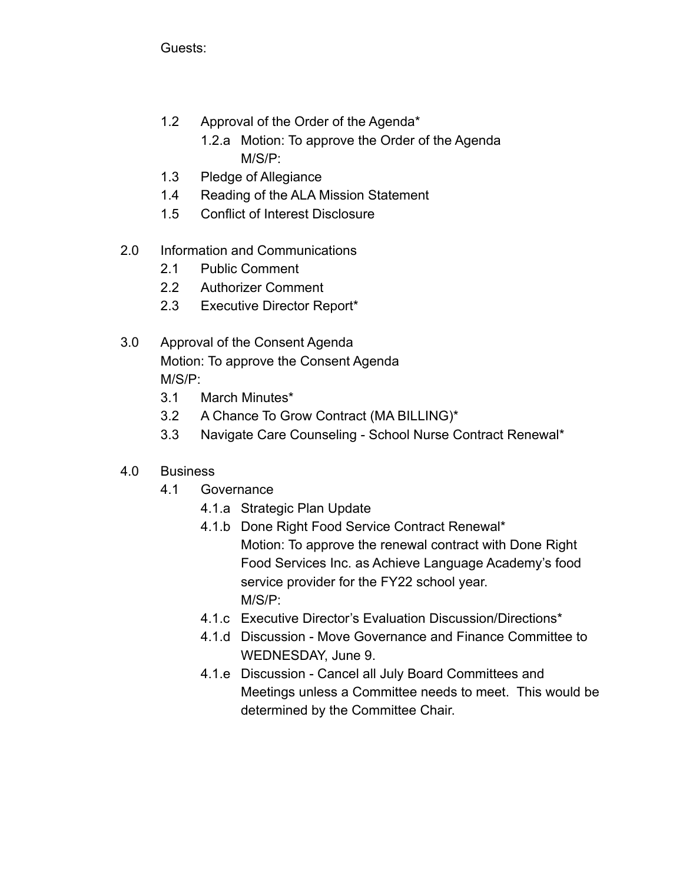Guests:

- 1.2 Approval of the Order of the Agenda*
  - 1.2.a Motion: To approve the Order of the Agenda
    M/S/P:
- 1.3 Pledge of Allegiance
- 1.4 Reading of the ALA Mission Statement
- 1.5 Conflict of Interest Disclosure

2.0 Information and Communications

- 2.1 Public Comment
- 2.2 Authorizer Comment
- 2.3 Executive Director Report*

3.0 Approval of the Consent Agenda
Motion: To approve the Consent Agenda
M/S/P:

- 3.1 March Minutes*
- 3.2 A Chance To Grow Contract (MA BILLING)*
- 3.3 Navigate Care Counseling - School Nurse Contract Renewal*

4.0 Business

- 4.1 Governance
  - 4.1.a Strategic Plan Update
  - 4.1.b Done Right Food Service Contract Renewal*
    Motion: To approve the renewal contract with Done Right Food Services Inc. as Achieve Language Academy's food service provider for the FY22 school year.
    M/S/P:
  - 4.1.c Executive Director's Evaluation Discussion/Directions*
  - 4.1.d Discussion - Move Governance and Finance Committee to WEDNESDAY, June 9.
  - 4.1.e Discussion - Cancel all July Board Committees and Meetings unless a Committee needs to meet. This would be determined by the Committee Chair.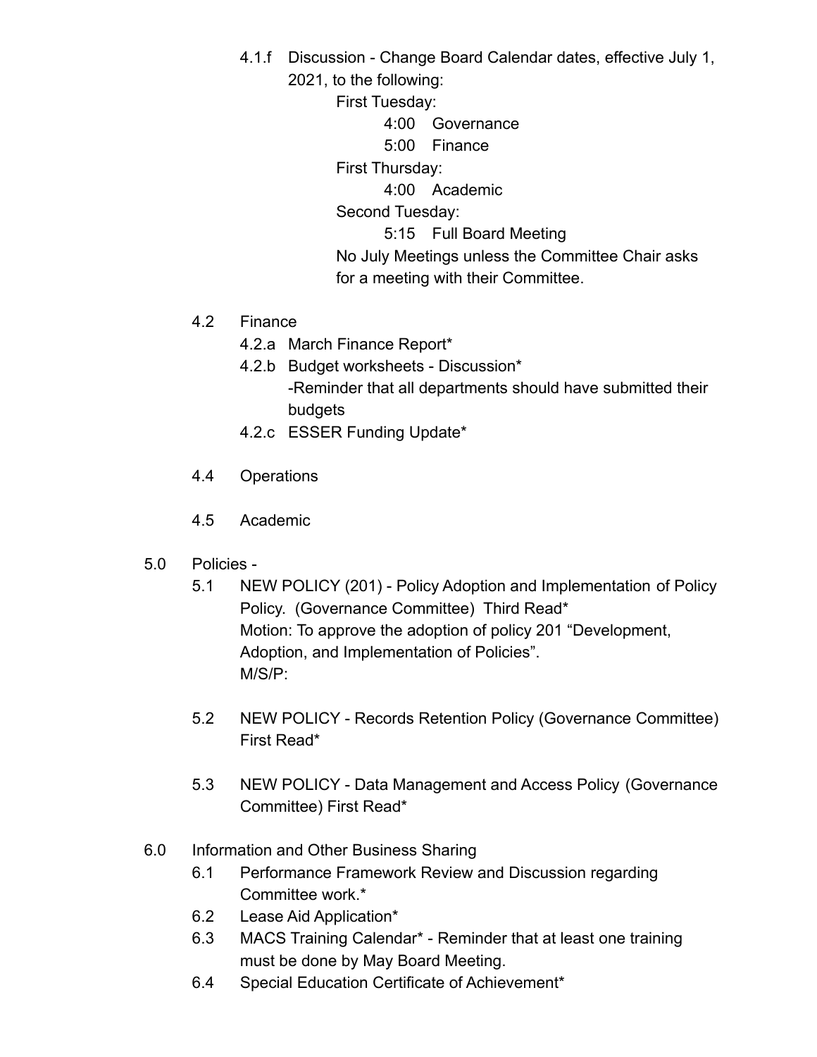- 4.1.f Discussion - Change Board Calendar dates, effective July 1, 2021, to the following:
  - First Tuesday:
    - 4:00 Governance
    - 5:00 Finance
  - First Thursday:
    - 4:00 Academic
  - Second Tuesday:
    - 5:15 Full Board Meeting
  - No July Meetings unless the Committee Chair asks for a meeting with their Committee.

- 4.2 Finance
  - 4.2.a March Finance Report*
  - 4.2.b Budget worksheets - Discussion*
    -Reminder that all departments should have submitted their budgets
  - 4.2.c ESSER Funding Update*

- 4.4 Operations

- 4.5 Academic

5.0 Policies -

- 5.1 NEW POLICY (201) - Policy Adoption and Implementation of Policy Policy. (Governance Committee) Third Read*
  Motion: To approve the adoption of policy 201 “Development, Adoption, and Implementation of Policies”.
  M/S/P:

- 5.2 NEW POLICY - Records Retention Policy (Governance Committee) First Read*

- 5.3 NEW POLICY - Data Management and Access Policy (Governance Committee) First Read*

6.0 Information and Other Business Sharing

- 6.1 Performance Framework Review and Discussion regarding Committee work.*
- 6.2 Lease Aid Application*
- 6.3 MACS Training Calendar* - Reminder that at least one training must be done by May Board Meeting.
- 6.4 Special Education Certificate of Achievement*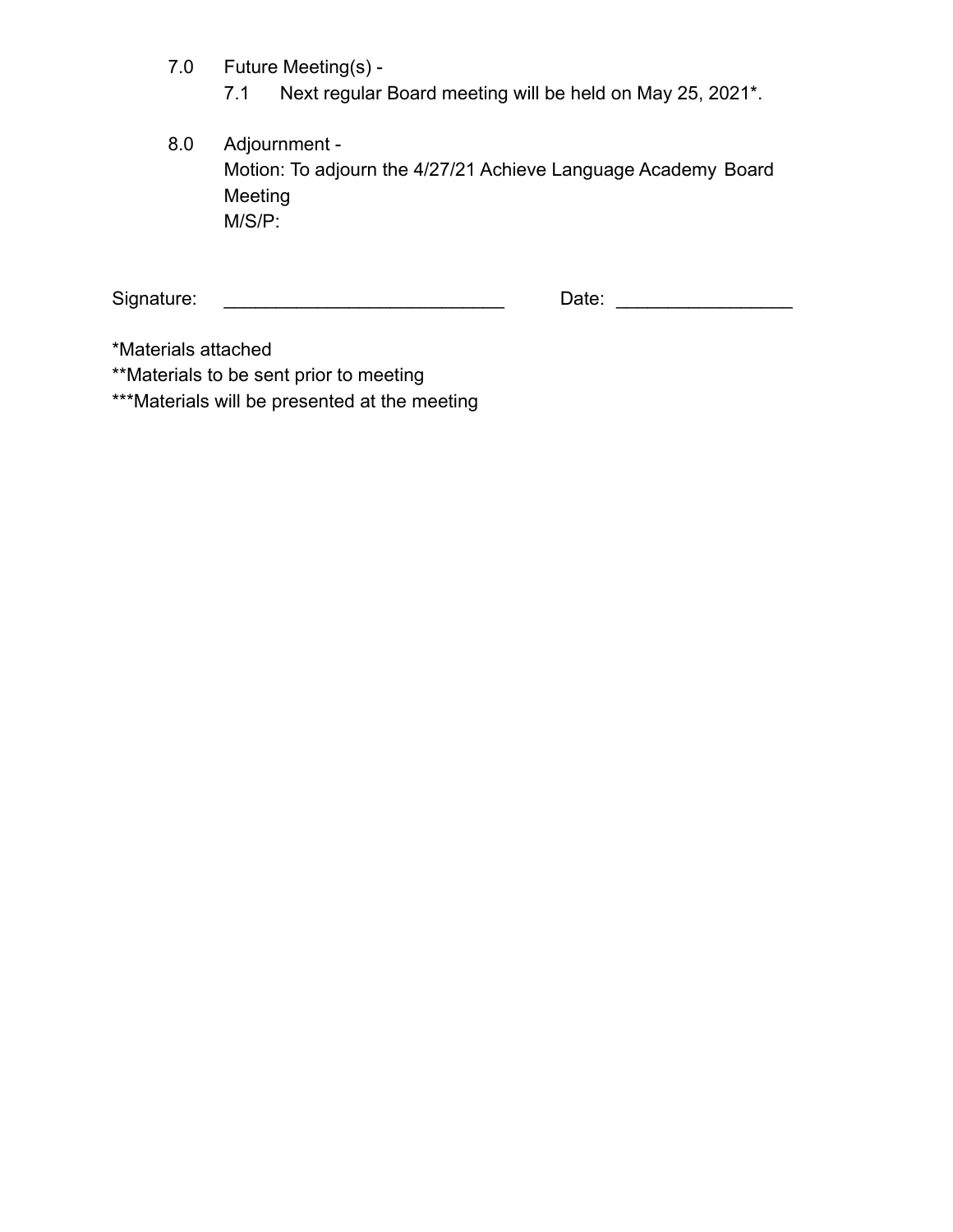7.0 Future Meeting(s) -

7.1 Next regular Board meeting will be held on May 25, 2021*.

8.0 Adjournment -

Motion: To adjourn the 4/27/21 Achieve Language Academy Board Meeting

M/S/P:

Signature: ___________________________ Date: _________________

*Materials attached

**Materials to be sent prior to meeting

***Materials will be presented at the meeting